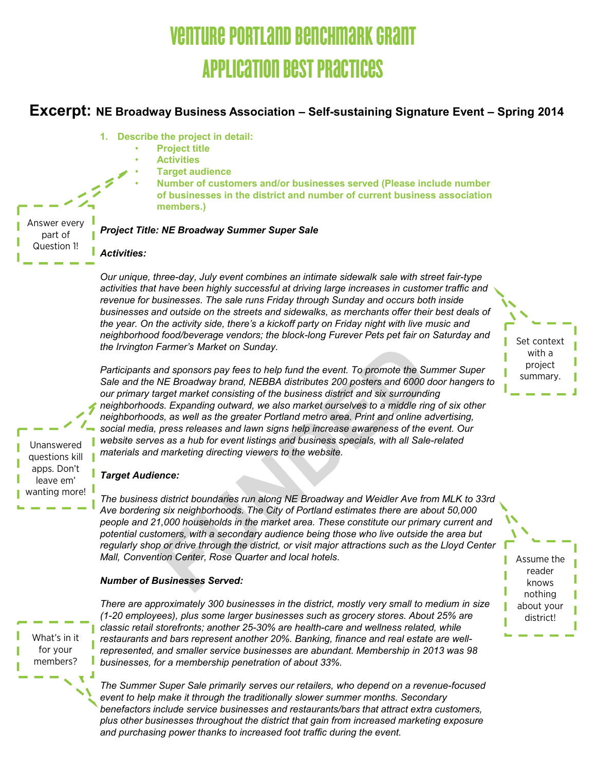# Venture Portland Benchmark Grant Application Best Practices

## Excerpt: NE Broadway Business Association – Self-sustaining Signature Event – Spring 2014

1. **Describe the project in detail:**
   - **Project title**
   - **Activities**
   - **Target audience**
   - **Number of customers and/or businesses served (Please include number of businesses in the district and number of current business association members.)**

> Answer every part of Question 1!

***Project Title: NE Broadway Summer Super Sale***

***Activities:***

*Our unique, three-day, July event combines an intimate sidewalk sale with street fair-type activities that have been highly successful at driving large increases in customer traffic and revenue for businesses. The sale runs Friday through Sunday and occurs both inside businesses and outside on the streets and sidewalks, as merchants offer their best deals of the year. On the activity side, there's a kickoff party on Friday night with live music and neighborhood food/beverage vendors; the block-long Furever Pets pet fair on Saturday and the Irvington Farmer's Market on Sunday.*

> Set context with a project summary.

*Participants and sponsors pay fees to help fund the event. To promote the Summer Super Sale and the NE Broadway brand, NEBBA distributes 200 posters and 6000 door hangers to our primary target market consisting of the business district and six surrounding neighborhoods. Expanding outward, we also market ourselves to a middle ring of six other neighborhoods, as well as the greater Portland metro area. Print and online advertising, social media, press releases and lawn signs help increase awareness of the event. Our website serves as a hub for event listings and business specials, with all Sale-related materials and marketing directing viewers to the website.*

> Unanswered questions kill apps. Don't leave em' wanting more!

***Target Audience:***

*The business district boundaries run along NE Broadway and Weidler Ave from MLK to 33rd Ave bordering six neighborhoods. The City of Portland estimates there are about 50,000 people and 21,000 households in the market area. These constitute our primary current and potential customers, with a secondary audience being those who live outside the area but regularly shop or drive through the district, or visit major attractions such as the Lloyd Center Mall, Convention Center, Rose Quarter and local hotels.*

> Assume the reader knows nothing about your district!

***Number of Businesses Served:***

*There are approximately 300 businesses in the district, mostly very small to medium in size (1-20 employees), plus some larger businesses such as grocery stores. About 25% are classic retail storefronts; another 25-30% are health-care and wellness related, while restaurants and bars represent another 20%. Banking, finance and real estate are well-represented, and smaller service businesses are abundant. Membership in 2013 was 98 businesses, for a membership penetration of about 33%.*

> What's in it for your members?

*The Summer Super Sale primarily serves our retailers, who depend on a revenue-focused event to help make it through the traditionally slower summer months. Secondary benefactors include service businesses and restaurants/bars that attract extra customers, plus other businesses throughout the district that gain from increased marketing exposure and purchasing power thanks to increased foot traffic during the event.*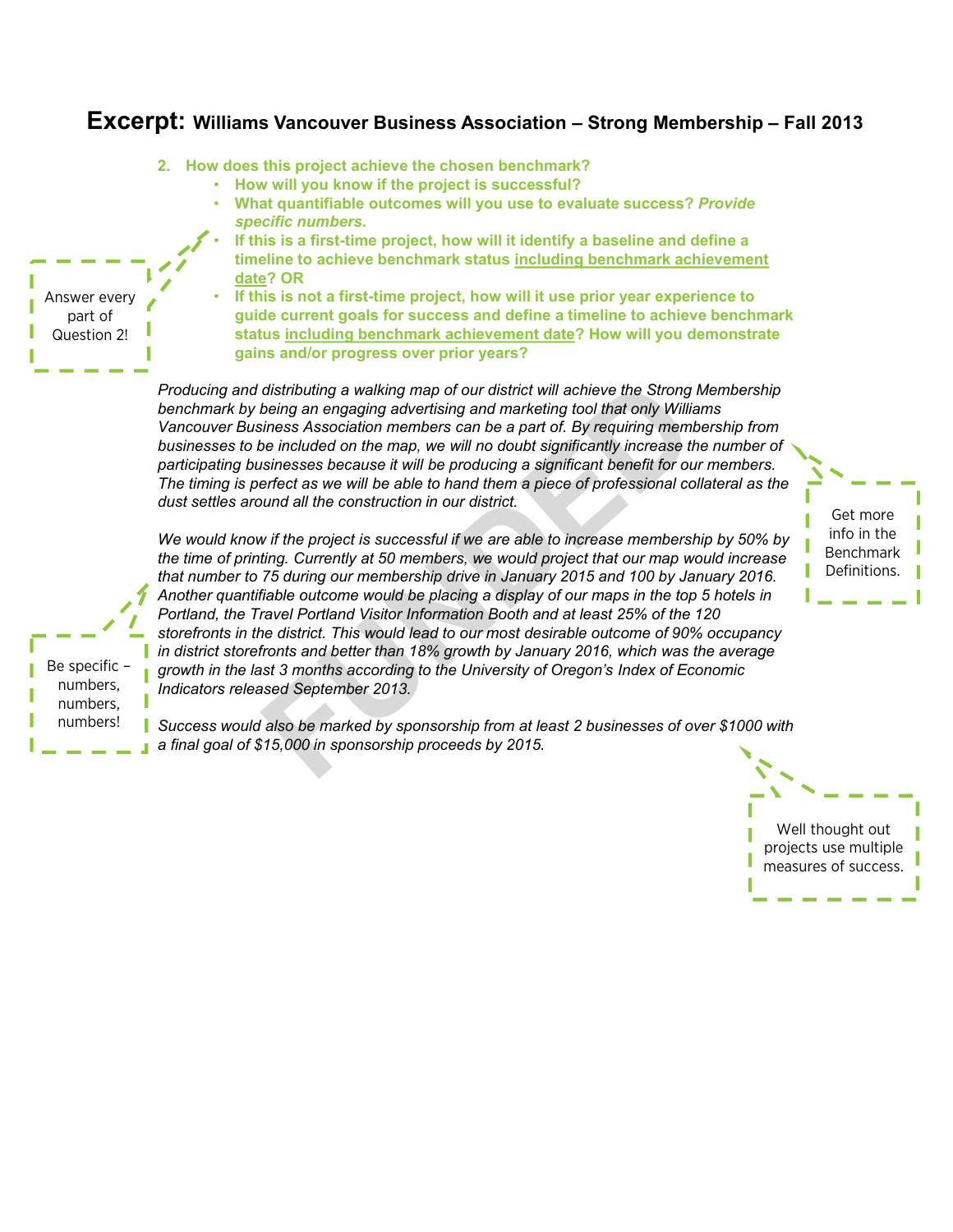# **Excerpt:** Williams Vancouver Business Association – Strong Membership – Fall 2013

2. **How does this project achieve the chosen benchmark?**
   - **How will you know if the project is successful?**
   - **What quantifiable outcomes will you use to evaluate success? *Provide specific numbers*.**
   - **If this is a first-time project, how will it identify a baseline and define a timeline to achieve benchmark status <u>including benchmark achievement date</u>? OR**
   - **If this is not a first-time project, how will it use prior year experience to guide current goals for success and define a timeline to achieve benchmark status <u>including benchmark achievement date</u>? How will you demonstrate gains and/or progress over prior years?**

Answer every part of Question 2!

*Producing and distributing a walking map of our district will achieve the Strong Membership benchmark by being an engaging advertising and marketing tool that only Williams Vancouver Business Association members can be a part of. By requiring membership from businesses to be included on the map, we will no doubt significantly increase the number of participating businesses because it will be producing a significant benefit for our members. The timing is perfect as we will be able to hand them a piece of professional collateral as the dust settles around all the construction in our district.*

Get more info in the Benchmark Definitions.

*We would know if the project is successful if we are able to increase membership by 50% by the time of printing. Currently at 50 members, we would project that our map would increase that number to 75 during our membership drive in January 2015 and 100 by January 2016. Another quantifiable outcome would be placing a display of our maps in the top 5 hotels in Portland, the Travel Portland Visitor Information Booth and at least 25% of the 120 storefronts in the district. This would lead to our most desirable outcome of 90% occupancy in district storefronts and better than 18% growth by January 2016, which was the average growth in the last 3 months according to the University of Oregon's Index of Economic Indicators released September 2013.*

Be specific – numbers, numbers, numbers!

*Success would also be marked by sponsorship from at least 2 businesses of over $1000 with a final goal of $15,000 in sponsorship proceeds by 2015.*

Well thought out projects use multiple measures of success.

FUNDED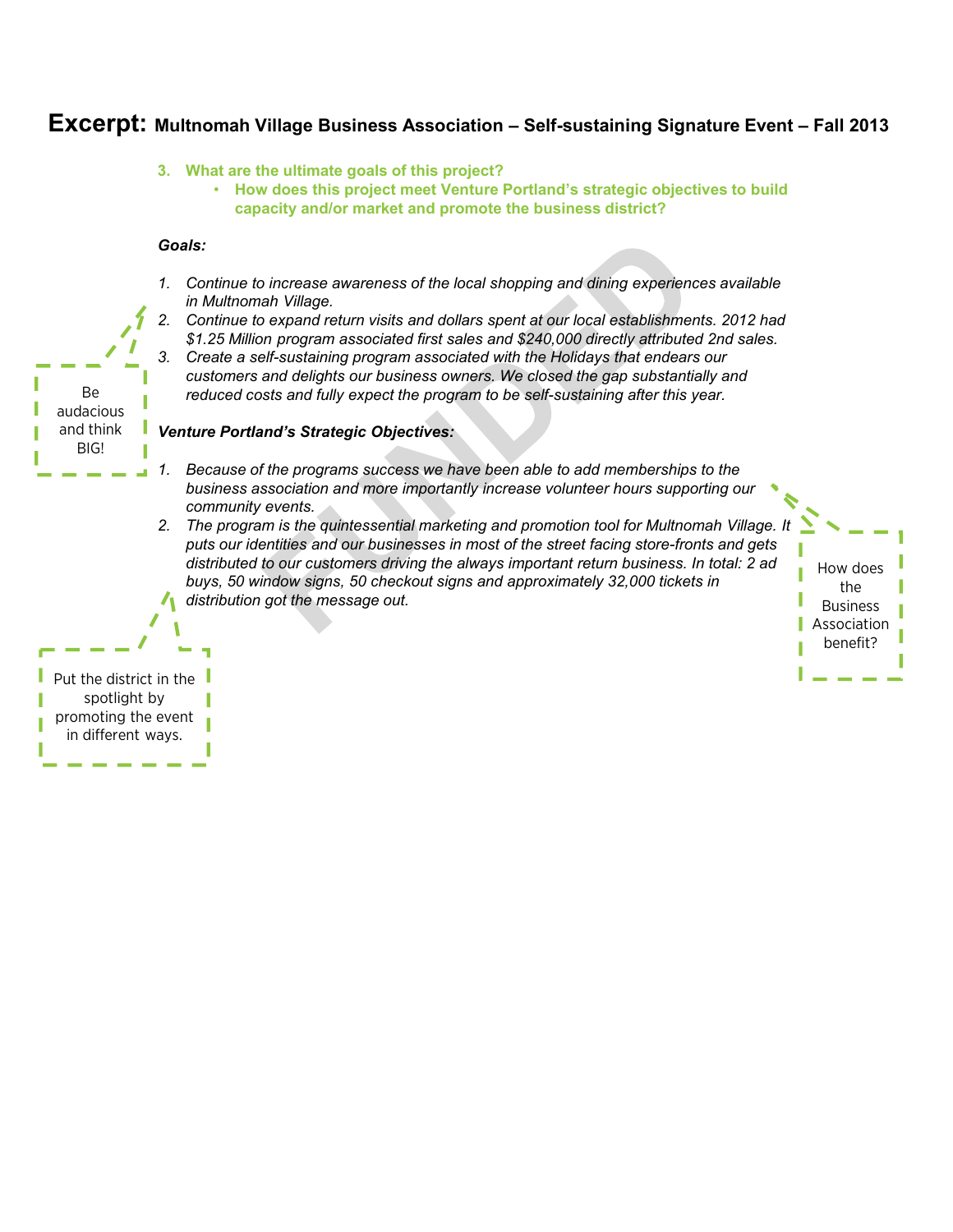# Excerpt: Multnomah Village Business Association – Self-sustaining Signature Event – Fall 2013

**3. What are the ultimate goals of this project?**

- **How does this project meet Venture Portland's strategic objectives to build capacity and/or market and promote the business district?**

***Goals:***

1. *Continue to increase awareness of the local shopping and dining experiences available in Multnomah Village.*
2. *Continue to expand return visits and dollars spent at our local establishments. 2012 had $1.25 Million program associated first sales and $240,000 directly attributed 2nd sales.*
3. *Create a self-sustaining program associated with the Holidays that endears our customers and delights our business owners. We closed the gap substantially and reduced costs and fully expect the program to be self-sustaining after this year.*

***Venture Portland's Strategic Objectives:***

1. *Because of the programs success we have been able to add memberships to the business association and more importantly increase volunteer hours supporting our community events.*
2. *The program is the quintessential marketing and promotion tool for Multnomah Village. It puts our identities and our businesses in most of the street facing store-fronts and gets distributed to our customers driving the always important return business. In total: 2 ad buys, 50 window signs, 50 checkout signs and approximately 32,000 tickets in distribution got the message out.*

Be audacious and think BIG!

How does the Business Association benefit?

Put the district in the spotlight by promoting the event in different ways.

FUNDED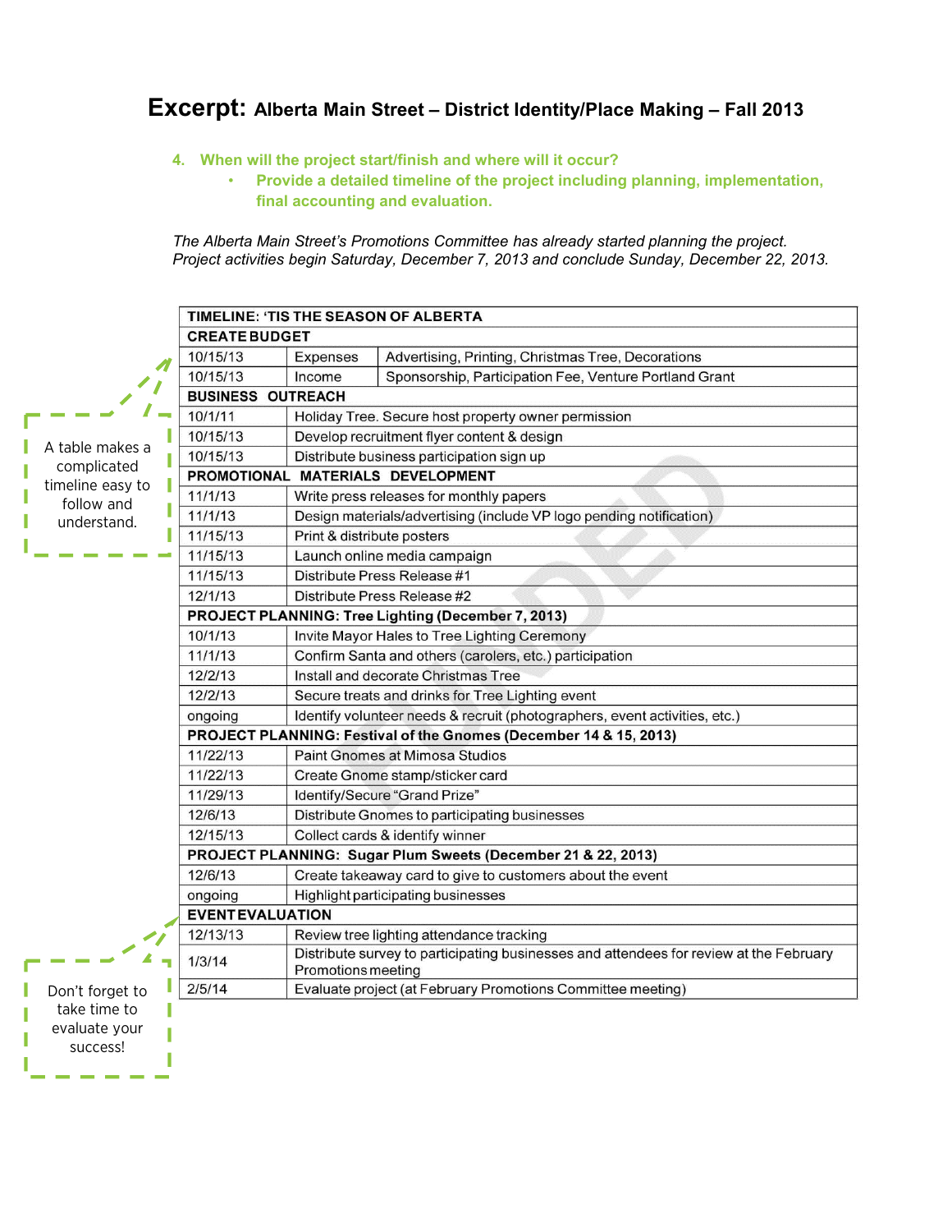# Excerpt: Alberta Main Street – District Identity/Place Making – Fall 2013

4. **When will the project start/finish and where will it occur?**
   - **Provide a detailed timeline of the project including planning, implementation, final accounting and evaluation.**

*The Alberta Main Street's Promotions Committee has already started planning the project. Project activities begin Saturday, December 7, 2013 and conclude Sunday, December 22, 2013.*

A table makes a complicated timeline easy to follow and understand.

| TIMELINE: 'TIS THE SEASON OF ALBERTA | | |
|---|---|---|
| **CREATE BUDGET** | | |
| 10/15/13 | Expenses | Advertising, Printing, Christmas Tree, Decorations |
| 10/15/13 | Income | Sponsorship, Participation Fee, Venture Portland Grant |
| **BUSINESS OUTREACH** | | |
| 10/1/11 | Holiday Tree. Secure host property owner permission | |
| 10/15/13 | Develop recruitment flyer content & design | |
| 10/15/13 | Distribute business participation sign up | |
| **PROMOTIONAL MATERIALS DEVELOPMENT** | | |
| 11/1/13 | Write press releases for monthly papers | |
| 11/1/13 | Design materials/advertising (include VP logo pending notification) | |
| 11/15/13 | Print & distribute posters | |
| 11/15/13 | Launch online media campaign | |
| 11/15/13 | Distribute Press Release #1 | |
| 12/1/13 | Distribute Press Release #2 | |
| **PROJECT PLANNING: Tree Lighting (December 7, 2013)** | | |
| 10/1/13 | Invite Mayor Hales to Tree Lighting Ceremony | |
| 11/1/13 | Confirm Santa and others (carolers, etc.) participation | |
| 12/2/13 | Install and decorate Christmas Tree | |
| 12/2/13 | Secure treats and drinks for Tree Lighting event | |
| ongoing | Identify volunteer needs & recruit (photographers, event activities, etc.) | |
| **PROJECT PLANNING: Festival of the Gnomes (December 14 & 15, 2013)** | | |
| 11/22/13 | Paint Gnomes at Mimosa Studios | |
| 11/22/13 | Create Gnome stamp/sticker card | |
| 11/29/13 | Identify/Secure "Grand Prize" | |
| 12/6/13 | Distribute Gnomes to participating businesses | |
| 12/15/13 | Collect cards & identify winner | |
| **PROJECT PLANNING: Sugar Plum Sweets (December 21 & 22, 2013)** | | |
| 12/6/13 | Create takeaway card to give to customers about the event | |
| ongoing | Highlight participating businesses | |
| **EVENT EVALUATION** | | |
| 12/13/13 | Review tree lighting attendance tracking | |
| 1/3/14 | Distribute survey to participating businesses and attendees for review at the February Promotions meeting | |
| 2/5/14 | Evaluate project (at February Promotions Committee meeting) | |

Don't forget to take time to evaluate your success!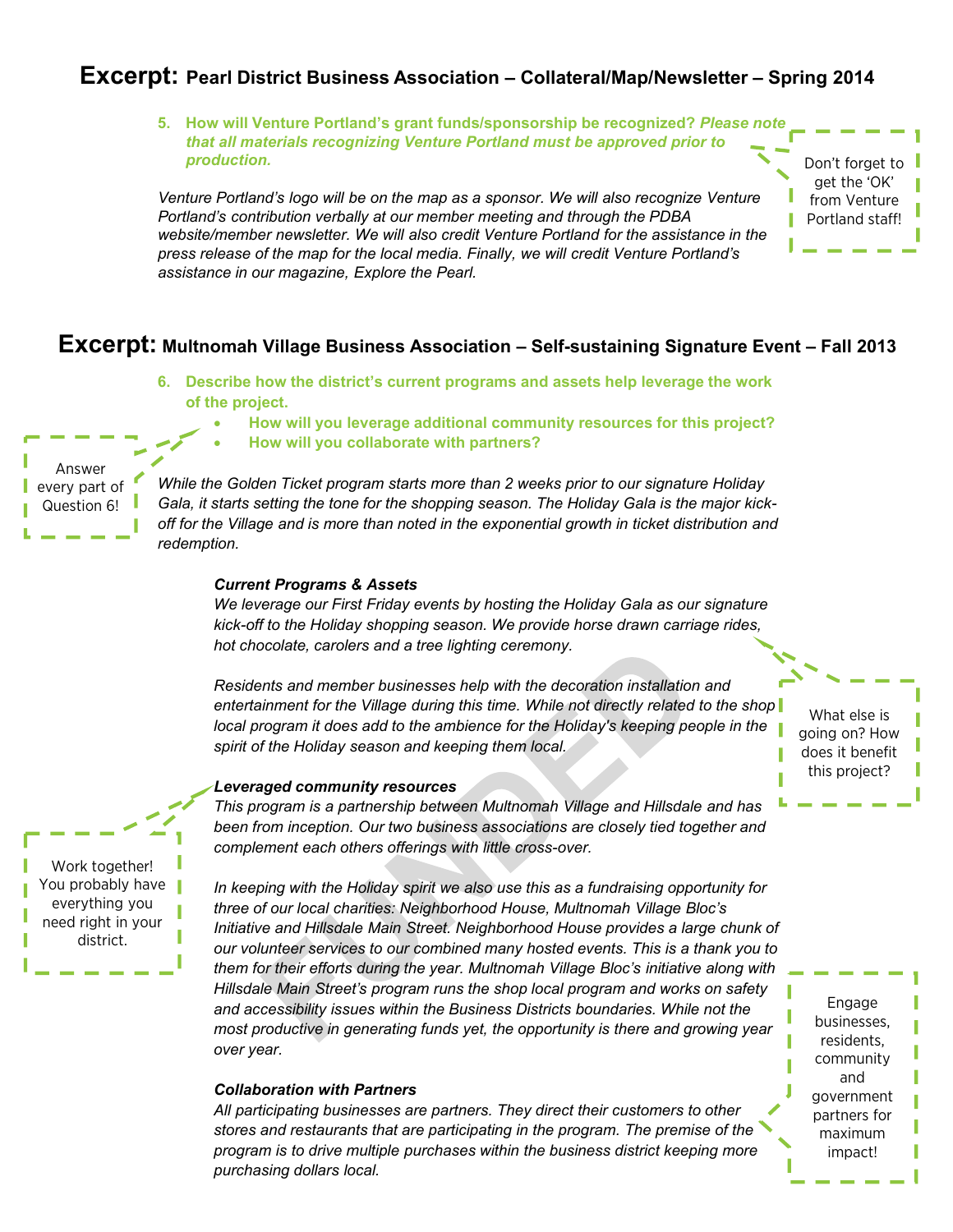# Excerpt: Pearl District Business Association – Collateral/Map/Newsletter – Spring 2014

**5. How will Venture Portland's grant funds/sponsorship be recognized?** ***Please note that all materials recognizing Venture Portland must be approved prior to production.***

> Don't forget to get the 'OK' from Venture Portland staff!

*Venture Portland's logo will be on the map as a sponsor. We will also recognize Venture Portland's contribution verbally at our member meeting and through the PDBA website/member newsletter. We will also credit Venture Portland for the assistance in the press release of the map for the local media. Finally, we will credit Venture Portland's assistance in our magazine, Explore the Pearl.*

# Excerpt: Multnomah Village Business Association – Self-sustaining Signature Event – Fall 2013

**6. Describe how the district's current programs and assets help leverage the work of the project.**

- **How will you leverage additional community resources for this project?**
- **How will you collaborate with partners?**

> Answer every part of Question 6!

*While the Golden Ticket program starts more than 2 weeks prior to our signature Holiday Gala, it starts setting the tone for the shopping season. The Holiday Gala is the major kick-off for the Village and is more than noted in the exponential growth in ticket distribution and redemption.*

***Current Programs & Assets***

*We leverage our First Friday events by hosting the Holiday Gala as our signature kick-off to the Holiday shopping season. We provide horse drawn carriage rides, hot chocolate, carolers and a tree lighting ceremony.*

> What else is going on? How does it benefit this project?

*Residents and member businesses help with the decoration installation and entertainment for the Village during this time. While not directly related to the shop local program it does add to the ambience for the Holiday's keeping people in the spirit of the Holiday season and keeping them local.*

***Leveraged community resources***

> Work together! You probably have everything you need right in your district.

*This program is a partnership between Multnomah Village and Hillsdale and has been from inception. Our two business associations are closely tied together and complement each others offerings with little cross-over.*

*In keeping with the Holiday spirit we also use this as a fundraising opportunity for three of our local charities: Neighborhood House, Multnomah Village Bloc's Initiative and Hillsdale Main Street. Neighborhood House provides a large chunk of our volunteer services to our combined many hosted events. This is a thank you to them for their efforts during the year. Multnomah Village Bloc's initiative along with Hillsdale Main Street's program runs the shop local program and works on safety and accessibility issues within the Business Districts boundaries. While not the most productive in generating funds yet, the opportunity is there and growing year over year.*

***Collaboration with Partners***

*All participating businesses are partners. They direct their customers to other stores and restaurants that are participating in the program. The premise of the program is to drive multiple purchases within the business district keeping more purchasing dollars local.*

> Engage businesses, residents, community and government partners for maximum impact!

FUNDED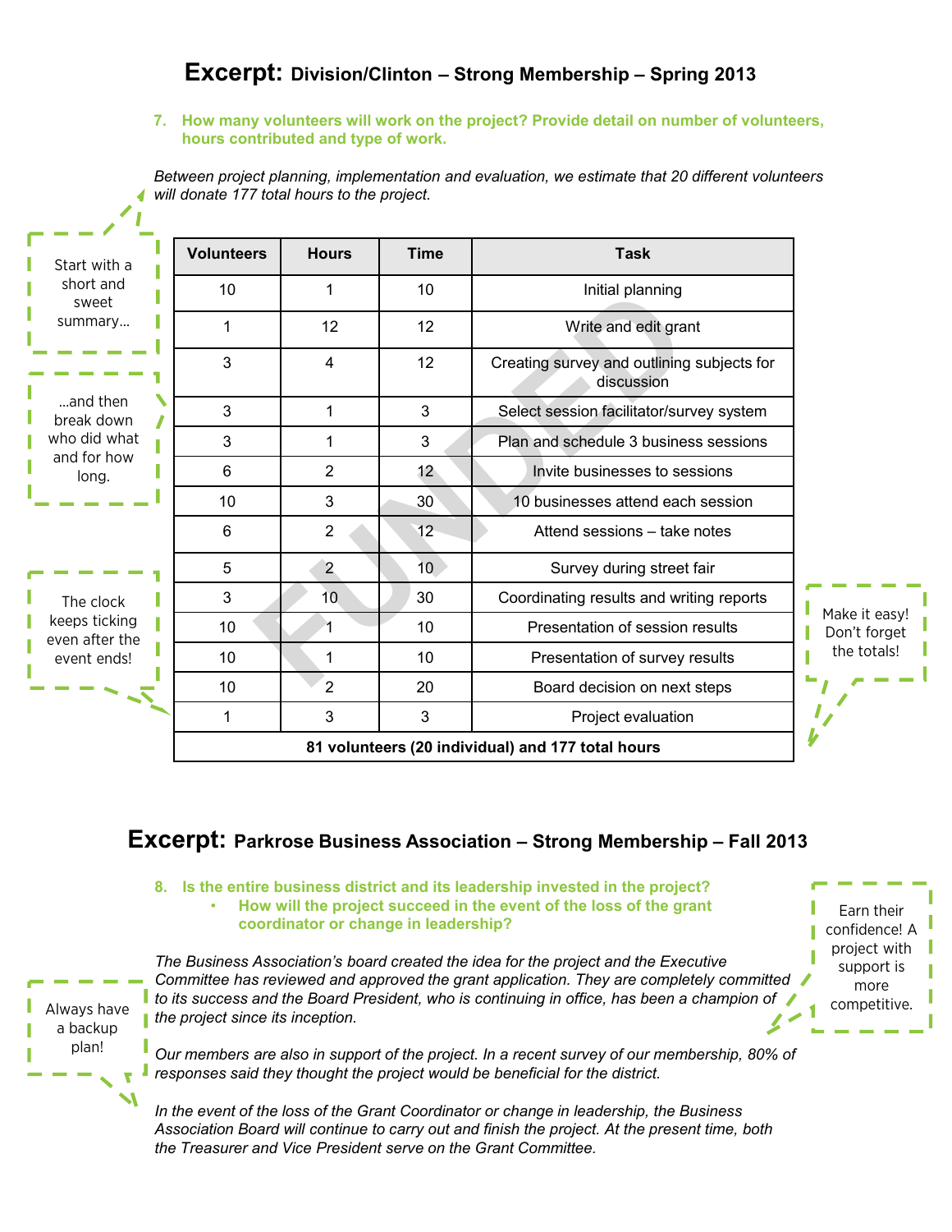# Excerpt: Division/Clinton – Strong Membership – Spring 2013

**7. How many volunteers will work on the project? Provide detail on number of volunteers, hours contributed and type of work.**

*Between project planning, implementation and evaluation, we estimate that 20 different volunteers will donate 177 total hours to the project.*

Start with a short and sweet summary…

…and then break down who did what and for how long.

| Volunteers | Hours | Time | Task |
|---|---|---|---|
| 10 | 1 | 10 | Initial planning |
| 1 | 12 | 12 | Write and edit grant |
| 3 | 4 | 12 | Creating survey and outlining subjects for discussion |
| 3 | 1 | 3 | Select session facilitator/survey system |
| 3 | 1 | 3 | Plan and schedule 3 business sessions |
| 6 | 2 | 12 | Invite businesses to sessions |
| 10 | 3 | 30 | 10 businesses attend each session |
| 6 | 2 | 12 | Attend sessions – take notes |
| 5 | 2 | 10 | Survey during street fair |
| 3 | 10 | 30 | Coordinating results and writing reports |
| 10 | 1 | 10 | Presentation of session results |
| 10 | 1 | 10 | Presentation of survey results |
| 10 | 2 | 20 | Board decision on next steps |
| 1 | 3 | 3 | Project evaluation |
| **81 volunteers (20 individual) and 177 total hours** | | | |

The clock keeps ticking even after the event ends!

Make it easy! Don't forget the totals!

FUNDED

# Excerpt: Parkrose Business Association – Strong Membership – Fall 2013

**8. Is the entire business district and its leadership invested in the project?**

- **How will the project succeed in the event of the loss of the grant coordinator or change in leadership?**

Earn their confidence! A project with support is more competitive.

*The Business Association's board created the idea for the project and the Executive Committee has reviewed and approved the grant application. They are completely committed to its success and the Board President, who is continuing in office, has been a champion of the project since its inception.*

Always have a backup plan!

*Our members are also in support of the project. In a recent survey of our membership, 80% of responses said they thought the project would be beneficial for the district.*

*In the event of the loss of the Grant Coordinator or change in leadership, the Business Association Board will continue to carry out and finish the project. At the present time, both the Treasurer and Vice President serve on the Grant Committee.*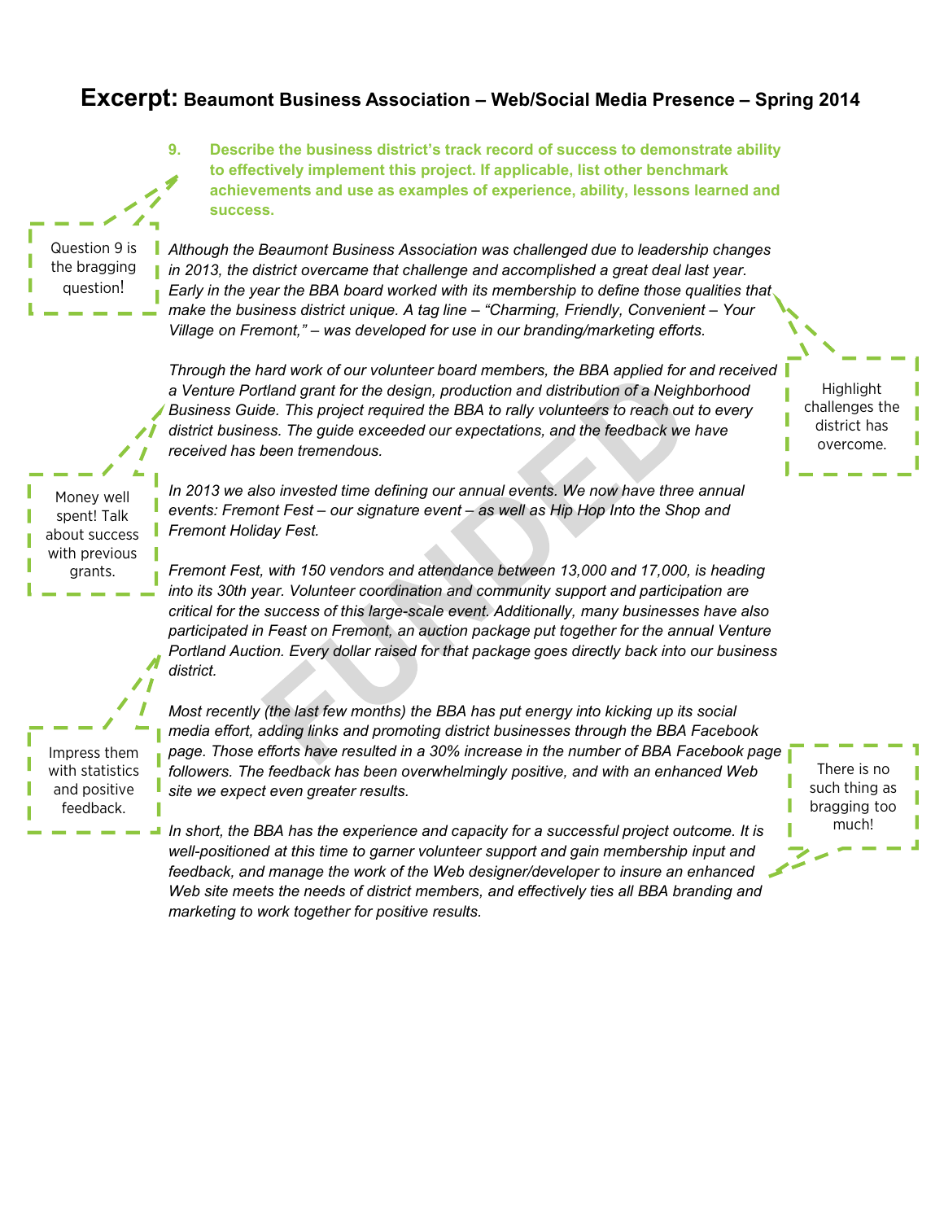# **Excerpt:** Beaumont Business Association – Web/Social Media Presence – Spring 2014

**9. Describe the business district's track record of success to demonstrate ability to effectively implement this project. If applicable, list other benchmark achievements and use as examples of experience, ability, lessons learned and success.**

Question 9 is the bragging question!

*Although the Beaumont Business Association was challenged due to leadership changes in 2013, the district overcame that challenge and accomplished a great deal last year. Early in the year the BBA board worked with its membership to define those qualities that make the business district unique. A tag line – "Charming, Friendly, Convenient – Your Village on Fremont," – was developed for use in our branding/marketing efforts.*

Highlight challenges the district has overcome.

*Through the hard work of our volunteer board members, the BBA applied for and received a Venture Portland grant for the design, production and distribution of a Neighborhood Business Guide. This project required the BBA to rally volunteers to reach out to every district business. The guide exceeded our expectations, and the feedback we have received has been tremendous.*

Money well spent! Talk about success with previous grants.

*In 2013 we also invested time defining our annual events. We now have three annual events: Fremont Fest – our signature event – as well as Hip Hop Into the Shop and Fremont Holiday Fest.*

*Fremont Fest, with 150 vendors and attendance between 13,000 and 17,000, is heading into its 30th year. Volunteer coordination and community support and participation are critical for the success of this large-scale event. Additionally, many businesses have also participated in Feast on Fremont, an auction package put together for the annual Venture Portland Auction. Every dollar raised for that package goes directly back into our business district.*

*Most recently (the last few months) the BBA has put energy into kicking up its social media effort, adding links and promoting district businesses through the BBA Facebook page. Those efforts have resulted in a 30% increase in the number of BBA Facebook page followers. The feedback has been overwhelmingly positive, and with an enhanced Web site we expect even greater results.*

Impress them with statistics and positive feedback.

*In short, the BBA has the experience and capacity for a successful project outcome. It is well-positioned at this time to garner volunteer support and gain membership input and feedback, and manage the work of the Web designer/developer to insure an enhanced Web site meets the needs of district members, and effectively ties all BBA branding and marketing to work together for positive results.*

There is no such thing as bragging too much!

FUNDED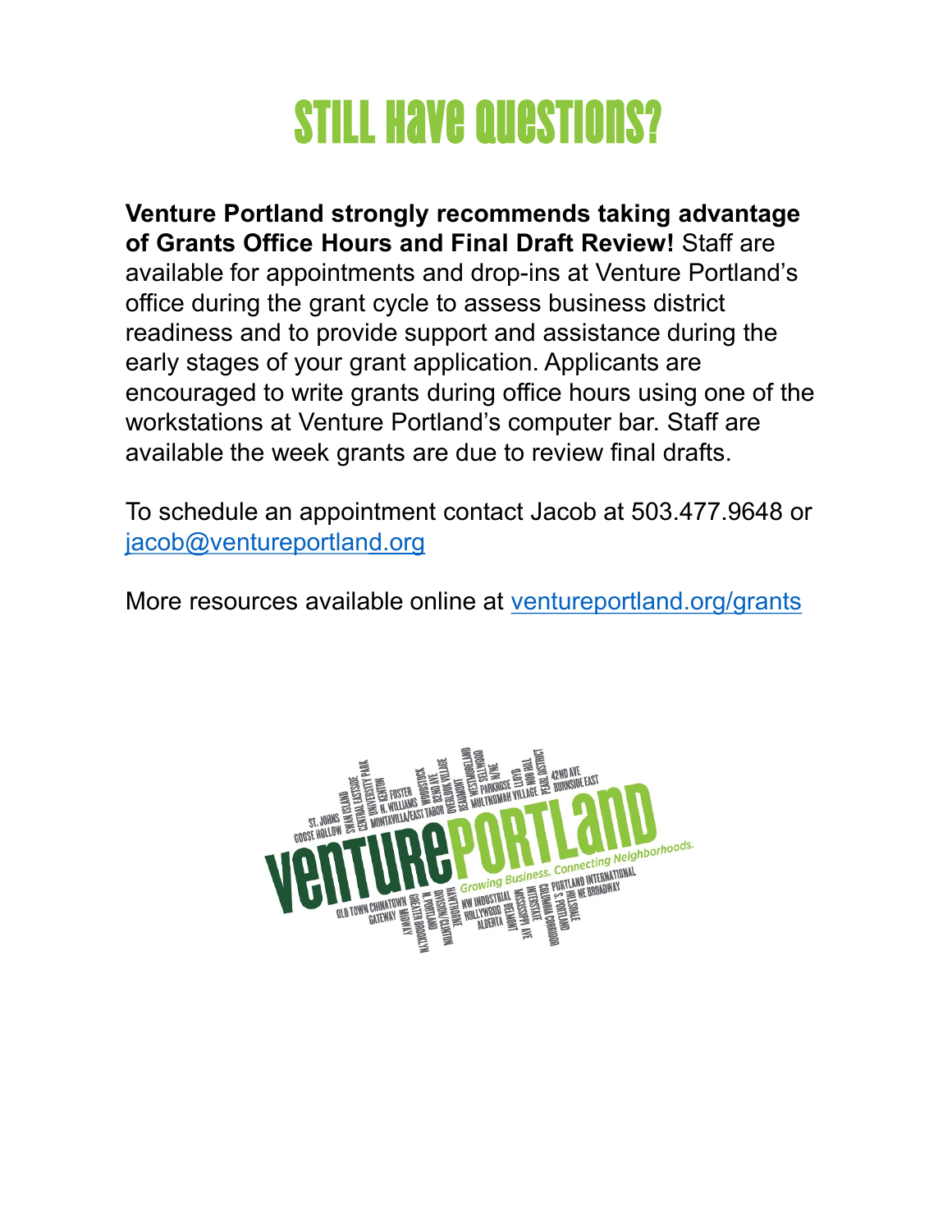# STILL Have Questions?

**Venture Portland strongly recommends taking advantage of Grants Office Hours and Final Draft Review!** Staff are available for appointments and drop-ins at Venture Portland's office during the grant cycle to assess business district readiness and to provide support and assistance during the early stages of your grant application. Applicants are encouraged to write grants during office hours using one of the workstations at Venture Portland's computer bar. Staff are available the week grants are due to review final drafts.

To schedule an appointment contact Jacob at 503.477.9648 or jacob@ventureportland.org

More resources available online at ventureportland.org/grants